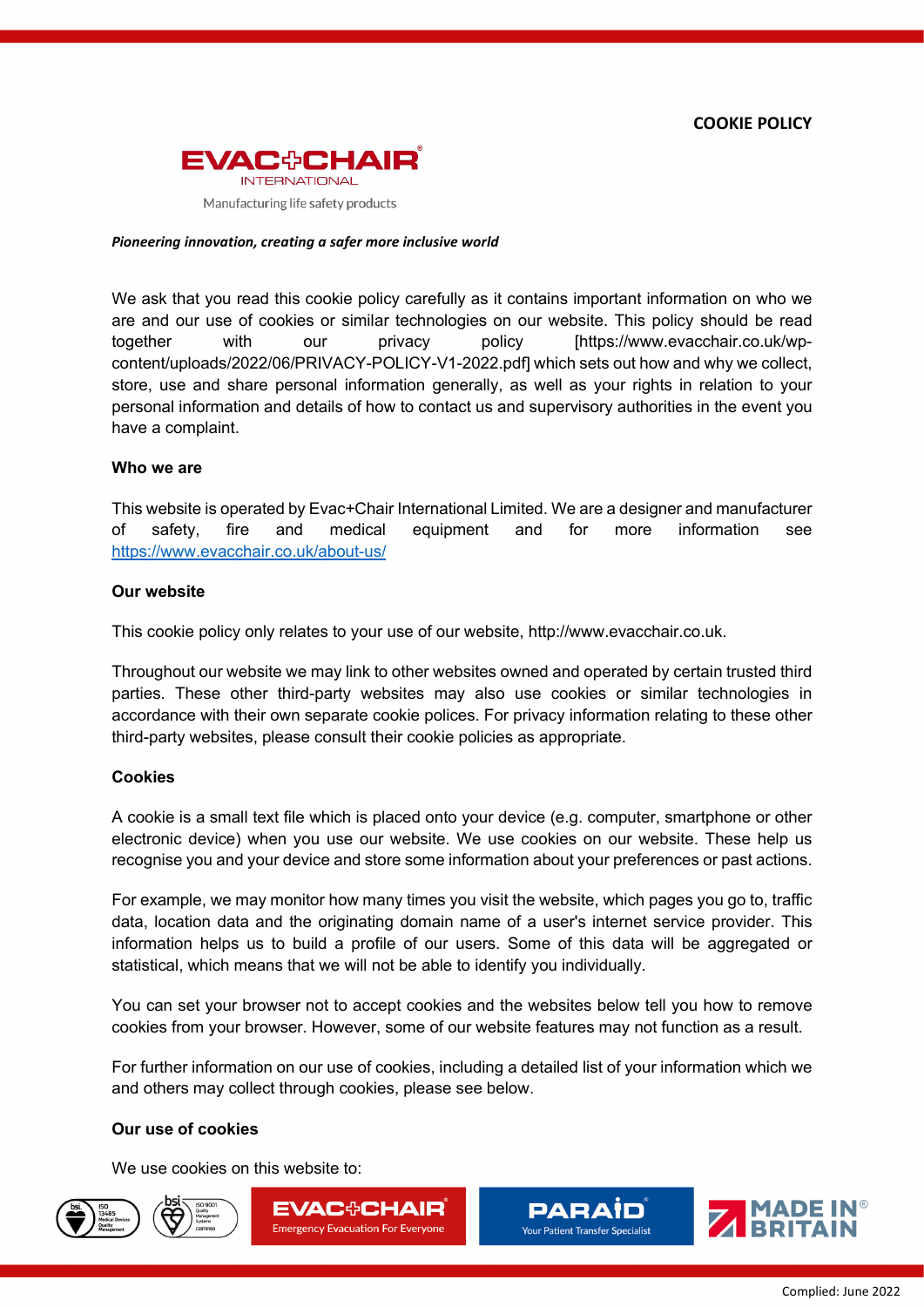# COOKIE POLICY

EVAC+CHAIR INTERNATIONAL

Manufacturing life safety products

***Pioneering innovation, creating a safer more inclusive world***

We ask that you read this cookie policy carefully as it contains important information on who we are and our use of cookies or similar technologies on our website. This policy should be read together with our privacy policy [https://www.evacchair.co.uk/wp-content/uploads/2022/06/PRIVACY-POLICY-V1-2022.pdf] which sets out how and why we collect, store, use and share personal information generally, as well as your rights in relation to your personal information and details of how to contact us and supervisory authorities in the event you have a complaint.

**Who we are**

This website is operated by Evac+Chair International Limited. We are a designer and manufacturer of safety, fire and medical equipment and for more information see https://www.evacchair.co.uk/about-us/

**Our website**

This cookie policy only relates to your use of our website, http://www.evacchair.co.uk.

Throughout our website we may link to other websites owned and operated by certain trusted third parties. These other third-party websites may also use cookies or similar technologies in accordance with their own separate cookie polices. For privacy information relating to these other third-party websites, please consult their cookie policies as appropriate.

**Cookies**

A cookie is a small text file which is placed onto your device (e.g. computer, smartphone or other electronic device) when you use our website. We use cookies on our website. These help us recognise you and your device and store some information about your preferences or past actions.

For example, we may monitor how many times you visit the website, which pages you go to, traffic data, location data and the originating domain name of a user's internet service provider. This information helps us to build a profile of our users. Some of this data will be aggregated or statistical, which means that we will not be able to identify you individually.

You can set your browser not to accept cookies and the websites below tell you how to remove cookies from your browser. However, some of our website features may not function as a result.

For further information on our use of cookies, including a detailed list of your information which we and others may collect through cookies, please see below.

**Our use of cookies**

We use cookies on this website to: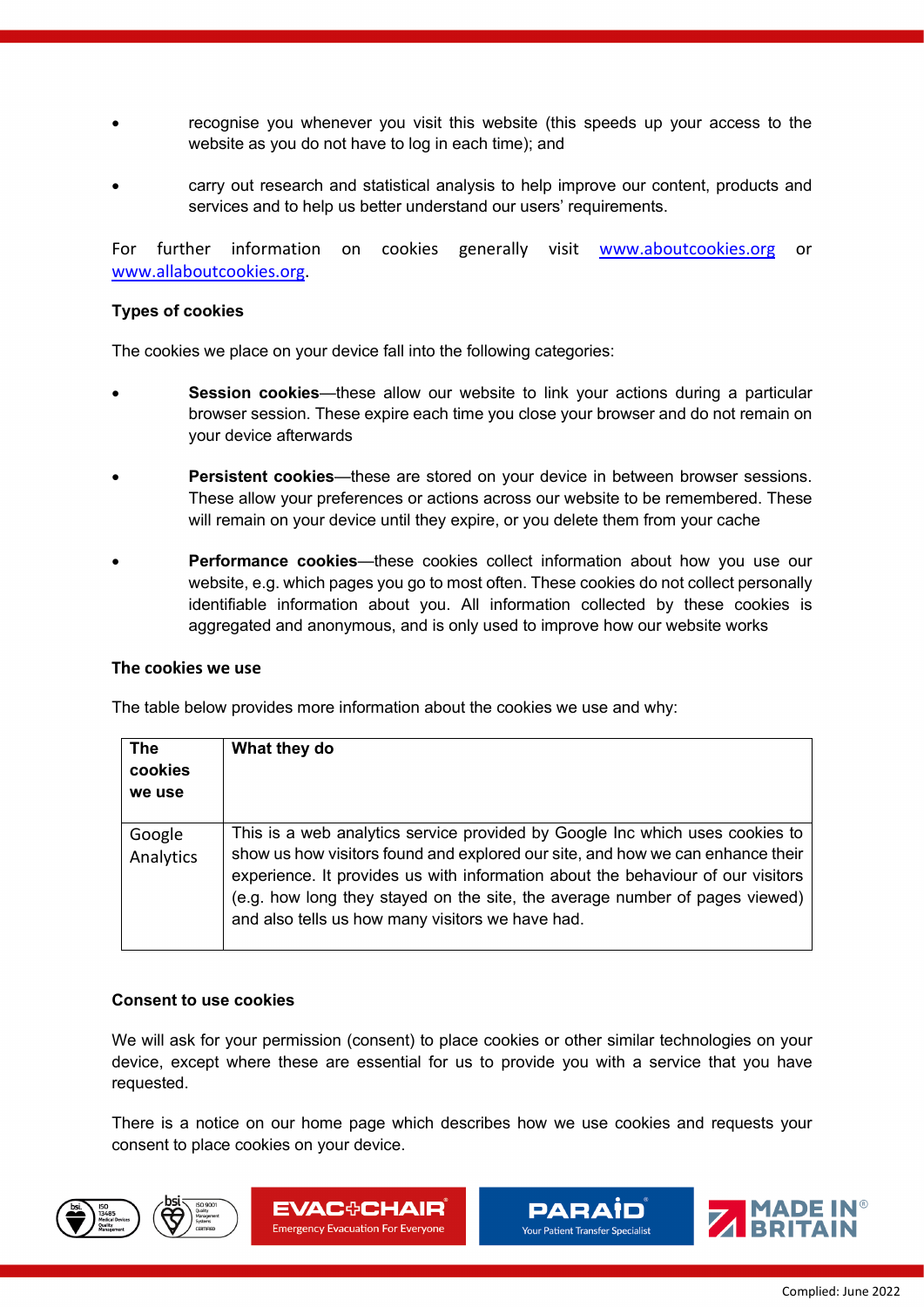- recognise you whenever you visit this website (this speeds up your access to the website as you do not have to log in each time); and

- carry out research and statistical analysis to help improve our content, products and services and to help us better understand our users' requirements.

For further information on cookies generally visit www.aboutcookies.org or www.allaboutcookies.org.

**Types of cookies**

The cookies we place on your device fall into the following categories:

- **Session cookies**—these allow our website to link your actions during a particular browser session. These expire each time you close your browser and do not remain on your device afterwards

- **Persistent cookies**—these are stored on your device in between browser sessions. These allow your preferences or actions across our website to be remembered. These will remain on your device until they expire, or you delete them from your cache

- **Performance cookies**—these cookies collect information about how you use our website, e.g. which pages you go to most often. These cookies do not collect personally identifiable information about you. All information collected by these cookies is aggregated and anonymous, and is only used to improve how our website works

**The cookies we use**

The table below provides more information about the cookies we use and why:

| The cookies we use | What they do |
|---|---|
| Google Analytics | This is a web analytics service provided by Google Inc which uses cookies to show us how visitors found and explored our site, and how we can enhance their experience. It provides us with information about the behaviour of our visitors (e.g. how long they stayed on the site, the average number of pages viewed) and also tells us how many visitors we have had. |

**Consent to use cookies**

We will ask for your permission (consent) to place cookies or other similar technologies on your device, except where these are essential for us to provide you with a service that you have requested.

There is a notice on our home page which describes how we use cookies and requests your consent to place cookies on your device.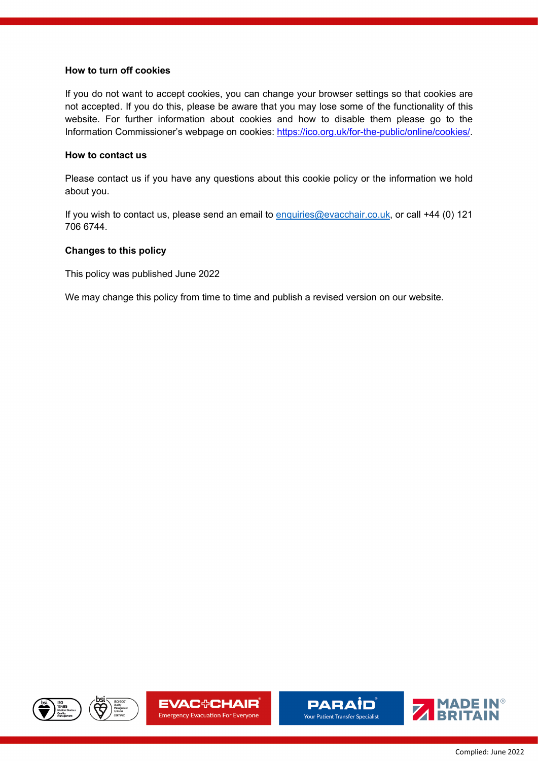**How to turn off cookies**

If you do not want to accept cookies, you can change your browser settings so that cookies are not accepted. If you do this, please be aware that you may lose some of the functionality of this website. For further information about cookies and how to disable them please go to the Information Commissioner's webpage on cookies: https://ico.org.uk/for-the-public/online/cookies/.

**How to contact us**

Please contact us if you have any questions about this cookie policy or the information we hold about you.

If you wish to contact us, please send an email to enquiries@evacchair.co.uk, or call +44 (0) 121 706 6744.

**Changes to this policy**

This policy was published June 2022

We may change this policy from time to time and publish a revised version on our website.